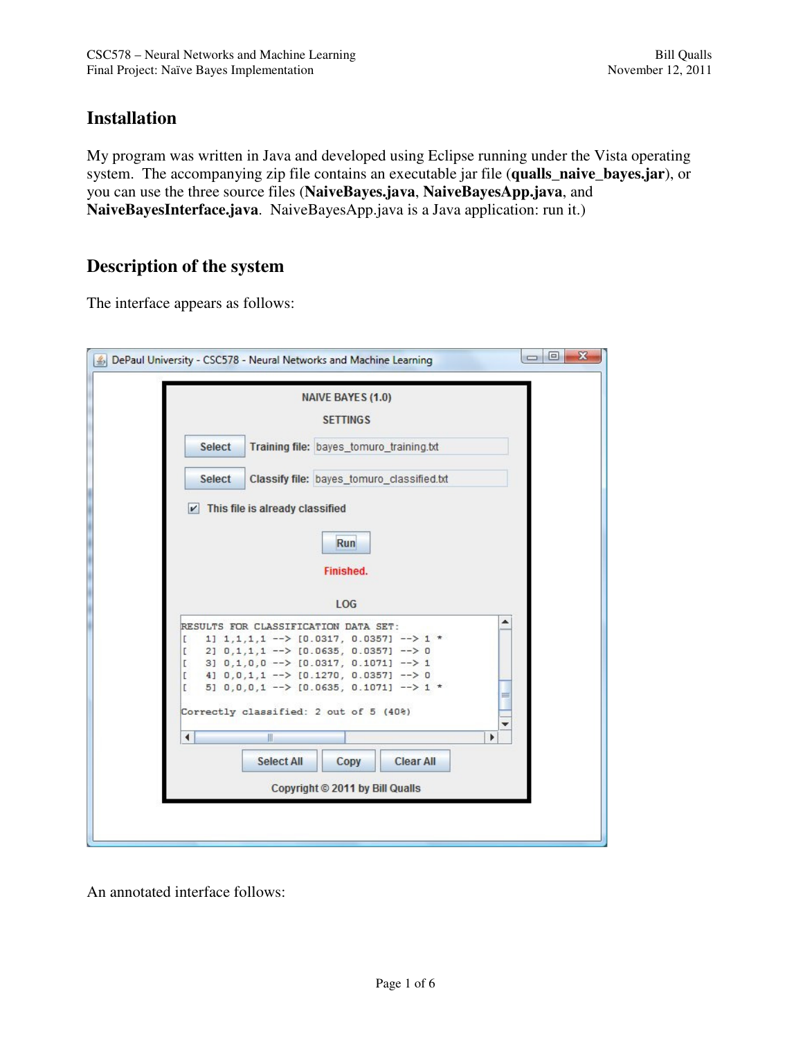## Installation

My program was written in Java and developed using Eclipse running under the Vista operating system. The accompanying zip file contains an executable jar file (**qualls_naive_bayes.jar**), or you can use the three source files (**NaiveBayes.java**, **NaiveBayesApp.java**, and **NaiveBayesInterface.java**. NaiveBayesApp.java is a Java application: run it.)

## Description of the system

The interface appears as follows:

An annotated interface follows: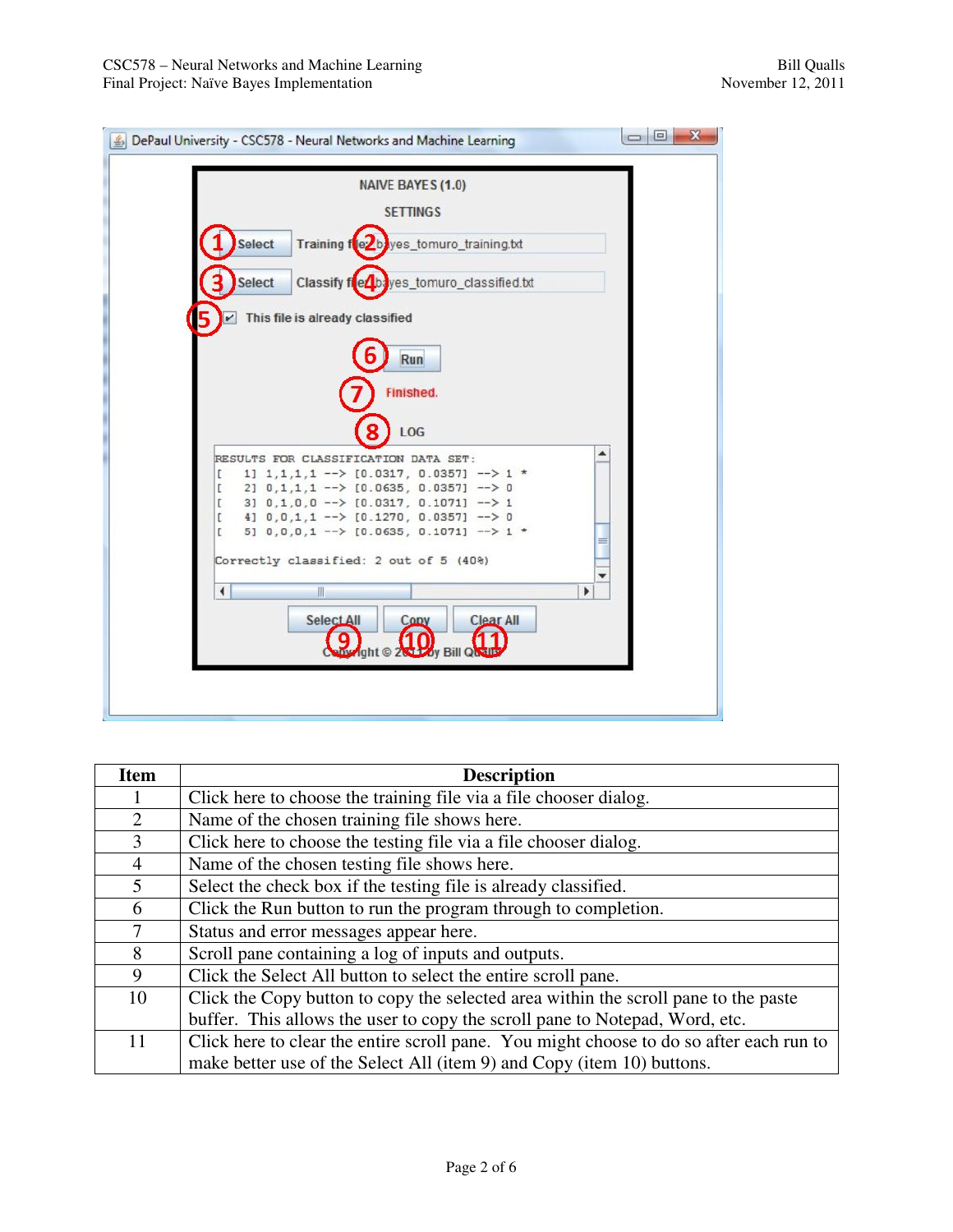| Item | Description |
|---|---|
| 1 | Click here to choose the training file via a file chooser dialog. |
| 2 | Name of the chosen training file shows here. |
| 3 | Click here to choose the testing file via a file chooser dialog. |
| 4 | Name of the chosen testing file shows here. |
| 5 | Select the check box if the testing file is already classified. |
| 6 | Click the Run button to run the program through to completion. |
| 7 | Status and error messages appear here. |
| 8 | Scroll pane containing a log of inputs and outputs. |
| 9 | Click the Select All button to select the entire scroll pane. |
| 10 | Click the Copy button to copy the selected area within the scroll pane to the paste buffer. This allows the user to copy the scroll pane to Notepad, Word, etc. |
| 11 | Click here to clear the entire scroll pane. You might choose to do so after each run to make better use of the Select All (item 9) and Copy (item 10) buttons. |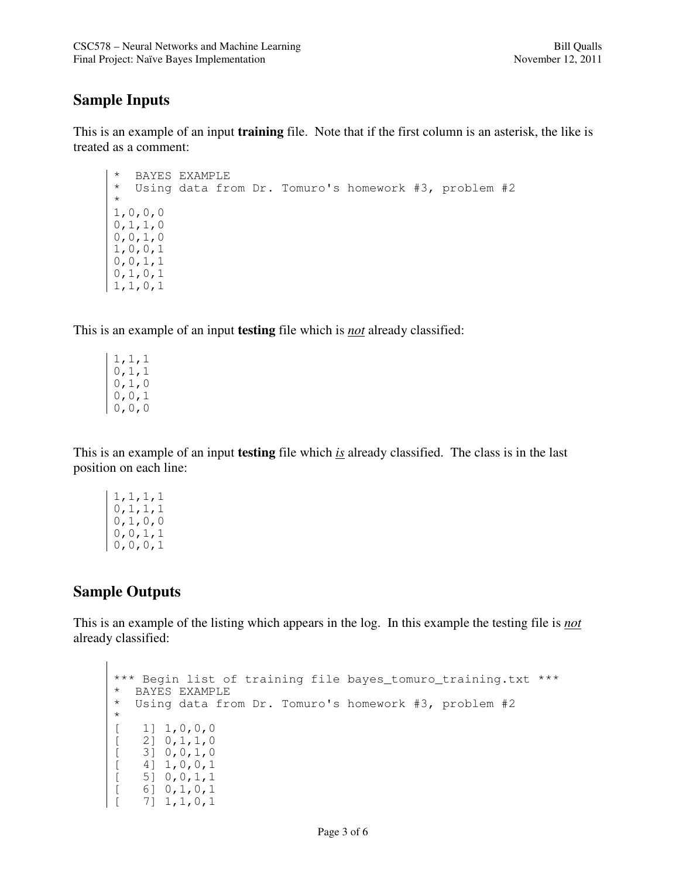## Sample Inputs

This is an example of an input **training** file. Note that if the first column is an asterisk, the like is treated as a comment:

```
*  BAYES EXAMPLE
*  Using data from Dr. Tomuro's homework #3, problem #2
*
1,0,0,0
0,1,1,0
0,0,1,0
1,0,0,1
0,0,1,1
0,1,0,1
1,1,0,1
```

This is an example of an input **testing** file which is ***not*** already classified:

```
1,1,1
0,1,1
0,1,0
0,0,1
0,0,0
```

This is an example of an input **testing** file which ***is*** already classified. The class is in the last position on each line:

```
1,1,1,1
0,1,1,1
0,1,0,0
0,0,1,1
0,0,0,1
```

## Sample Outputs

This is an example of the listing which appears in the log. In this example the testing file is ***not*** already classified:

```
*** Begin list of training file bayes_tomuro_training.txt ***
*  BAYES EXAMPLE
*  Using data from Dr. Tomuro's homework #3, problem #2
*
[    1] 1,0,0,0
[    2] 0,1,1,0
[    3] 0,0,1,0
[    4] 1,0,0,1
[    5] 0,0,1,1
[    6] 0,1,0,1
[    7] 1,1,0,1
```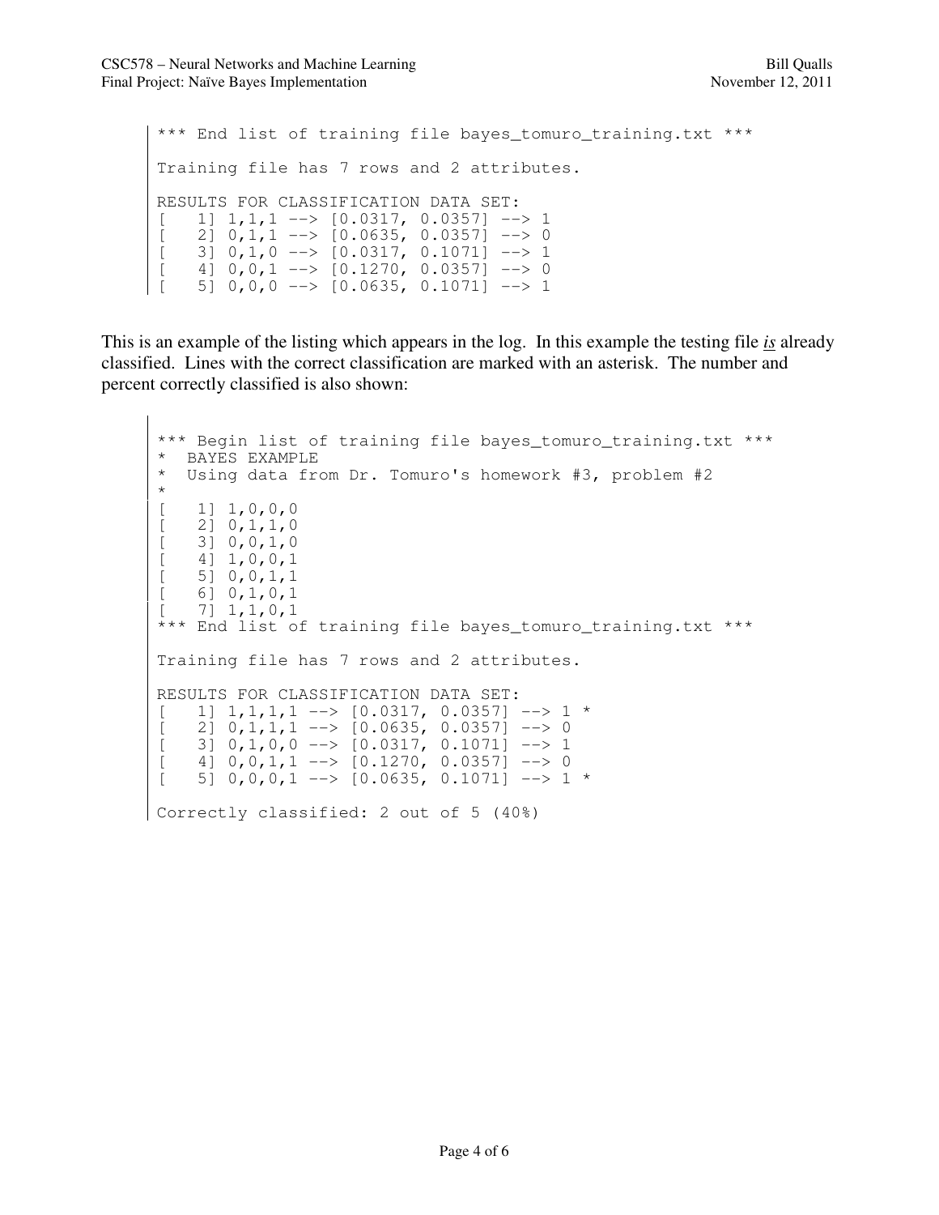```
*** End list of training file bayes_tomuro_training.txt ***

Training file has 7 rows and 2 attributes.

RESULTS FOR CLASSIFICATION DATA SET:
[    1] 1,1,1 --> [0.0317, 0.0357] --> 1
[    2] 0,1,1 --> [0.0635, 0.0357] --> 0
[    3] 0,1,0 --> [0.0317, 0.1071] --> 1
[    4] 0,0,1 --> [0.1270, 0.0357] --> 0
[    5] 0,0,0 --> [0.0635, 0.1071] --> 1
```

This is an example of the listing which appears in the log. In this example the testing file ***is*** already classified. Lines with the correct classification are marked with an asterisk. The number and percent correctly classified is also shown:

```
*** Begin list of training file bayes_tomuro_training.txt ***
*  BAYES EXAMPLE
*  Using data from Dr. Tomuro's homework #3, problem #2
*
[    1] 1,0,0,0
[    2] 0,1,1,0
[    3] 0,0,1,0
[    4] 1,0,0,1
[    5] 0,0,1,1
[    6] 0,1,0,1
[    7] 1,1,0,1
*** End list of training file bayes_tomuro_training.txt ***

Training file has 7 rows and 2 attributes.

RESULTS FOR CLASSIFICATION DATA SET:
[    1] 1,1,1,1 --> [0.0317, 0.0357] --> 1 *
[    2] 0,1,1,1 --> [0.0635, 0.0357] --> 0
[    3] 0,1,0,0 --> [0.0317, 0.1071] --> 1
[    4] 0,0,1,1 --> [0.1270, 0.0357] --> 0
[    5] 0,0,0,1 --> [0.0635, 0.1071] --> 1 *

Correctly classified: 2 out of 5 (40%)
```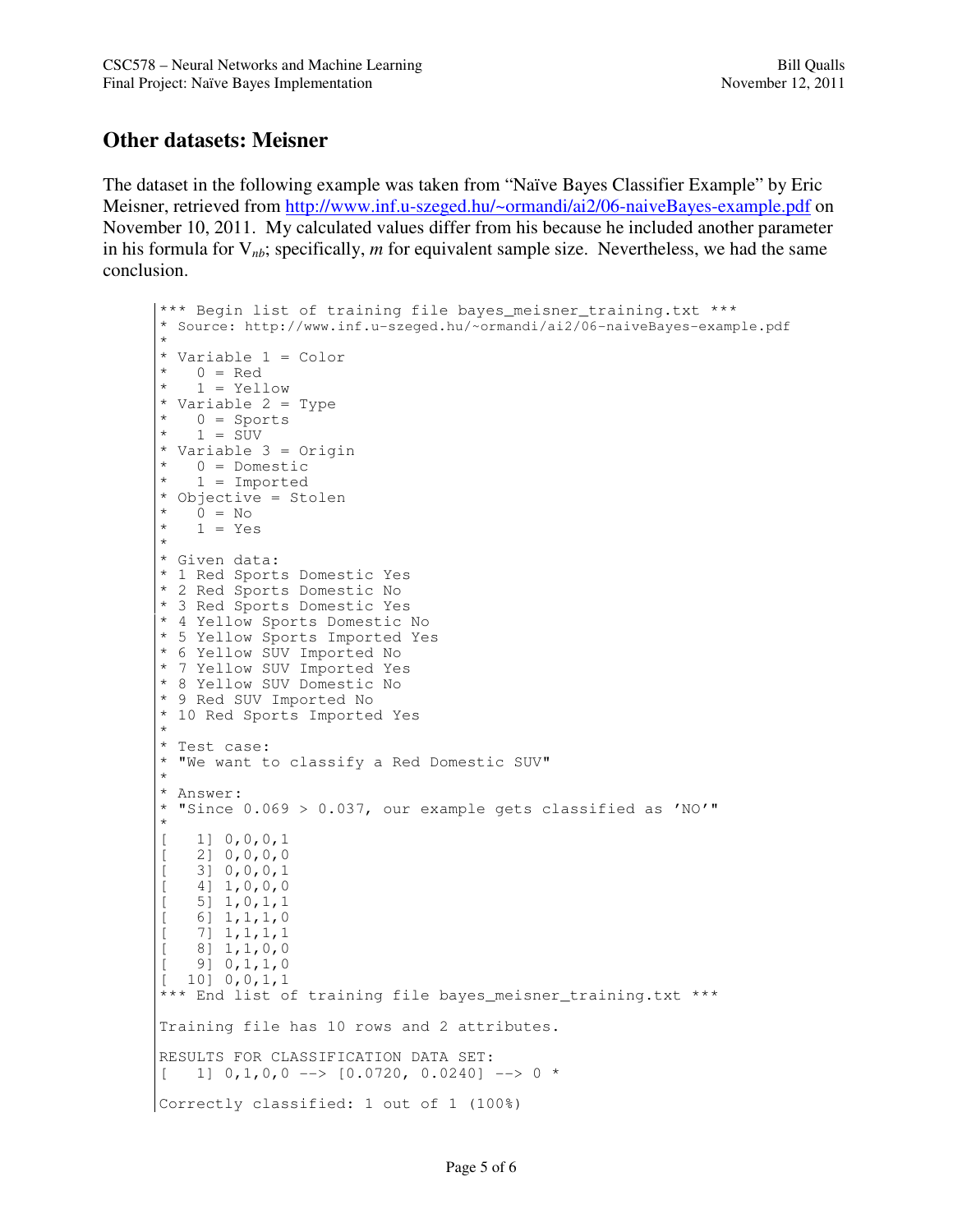## Other datasets: Meisner

The dataset in the following example was taken from "Naïve Bayes Classifier Example" by Eric Meisner, retrieved from http://www.inf.u-szeged.hu/~ormandi/ai2/06-naiveBayes-example.pdf on November 10, 2011. My calculated values differ from his because he included another parameter in his formula for $V_{nb}$; specifically, *m* for equivalent sample size. Nevertheless, we had the same conclusion.

```
*** Begin list of training file bayes_meisner_training.txt ***
* Source: http://www.inf.u-szeged.hu/~ormandi/ai2/06-naiveBayes-example.pdf
*
* Variable 1 = Color
*   0 = Red
*   1 = Yellow
* Variable 2 = Type
*   0 = Sports
*   1 = SUV
* Variable 3 = Origin
*   0 = Domestic
*   1 = Imported
* Objective = Stolen
*   0 = No
*   1 = Yes
*
* Given data:
* 1 Red Sports Domestic Yes
* 2 Red Sports Domestic No
* 3 Red Sports Domestic Yes
* 4 Yellow Sports Domestic No
* 5 Yellow Sports Imported Yes
* 6 Yellow SUV Imported No
* 7 Yellow SUV Imported Yes
* 8 Yellow SUV Domestic No
* 9 Red SUV Imported No
* 10 Red Sports Imported Yes
*
* Test case:
* "We want to classify a Red Domestic SUV"
*
* Answer:
* "Since 0.069 > 0.037, our example gets classified as 'NO'"
*
[   1] 0,0,0,1
[   2] 0,0,0,0
[   3] 0,0,0,1
[   4] 1,0,0,0
[   5] 1,0,1,1
[   6] 1,1,1,0
[   7] 1,1,1,1
[   8] 1,1,0,0
[   9] 0,1,1,0
[  10] 0,0,1,1
*** End list of training file bayes_meisner_training.txt ***

Training file has 10 rows and 2 attributes.

RESULTS FOR CLASSIFICATION DATA SET:
[   1] 0,1,0,0 --> [0.0720, 0.0240] --> 0 *

Correctly classified: 1 out of 1 (100%)
```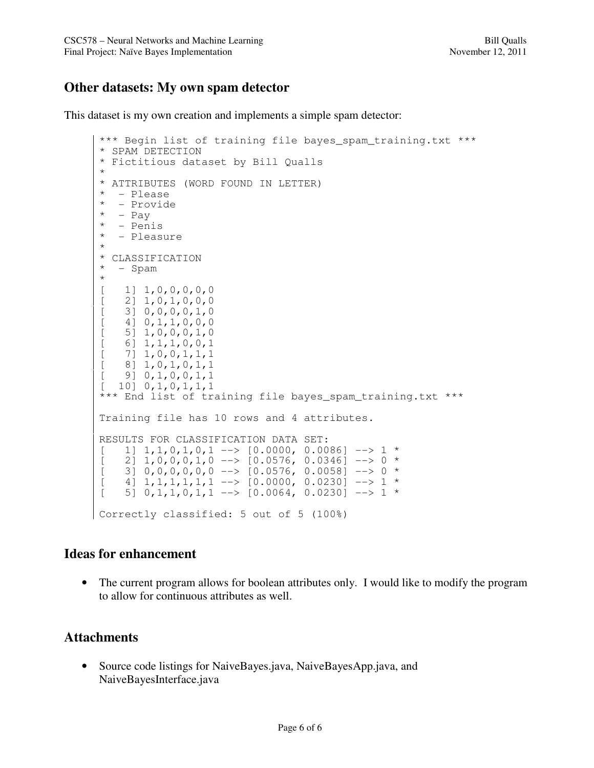## Other datasets: My own spam detector

This dataset is my own creation and implements a simple spam detector:

```
*** Begin list of training file bayes_spam_training.txt ***
* SPAM DETECTION
* Fictitious dataset by Bill Qualls
*
* ATTRIBUTES (WORD FOUND IN LETTER)
*   - Please
*   - Provide
*   - Pay
*   - Penis
*   - Pleasure
*
* CLASSIFICATION
*   - Spam
*
[    1] 1,0,0,0,0,0
[    2] 1,0,1,0,0,0
[    3] 0,0,0,0,1,0
[    4] 0,1,1,0,0,0
[    5] 1,0,0,0,1,0
[    6] 1,1,1,0,0,1
[    7] 1,0,0,1,1,1
[    8] 1,0,1,0,1,1
[    9] 0,1,0,0,1,1
[   10] 0,1,0,1,1,1
*** End list of training file bayes_spam_training.txt ***

Training file has 10 rows and 4 attributes.

RESULTS FOR CLASSIFICATION DATA SET:
[    1] 1,1,0,1,0,1 --> [0.0000, 0.0086] --> 1 *
[    2] 1,0,0,0,1,0 --> [0.0576, 0.0346] --> 0 *
[    3] 0,0,0,0,0,0 --> [0.0576, 0.0058] --> 0 *
[    4] 1,1,1,1,1,1 --> [0.0000, 0.0230] --> 1 *
[    5] 0,1,1,0,1,1 --> [0.0064, 0.0230] --> 1 *

Correctly classified: 5 out of 5 (100%)
```

## Ideas for enhancement

- The current program allows for boolean attributes only. I would like to modify the program to allow for continuous attributes as well.

## Attachments

- Source code listings for NaiveBayes.java, NaiveBayesApp.java, and NaiveBayesInterface.java